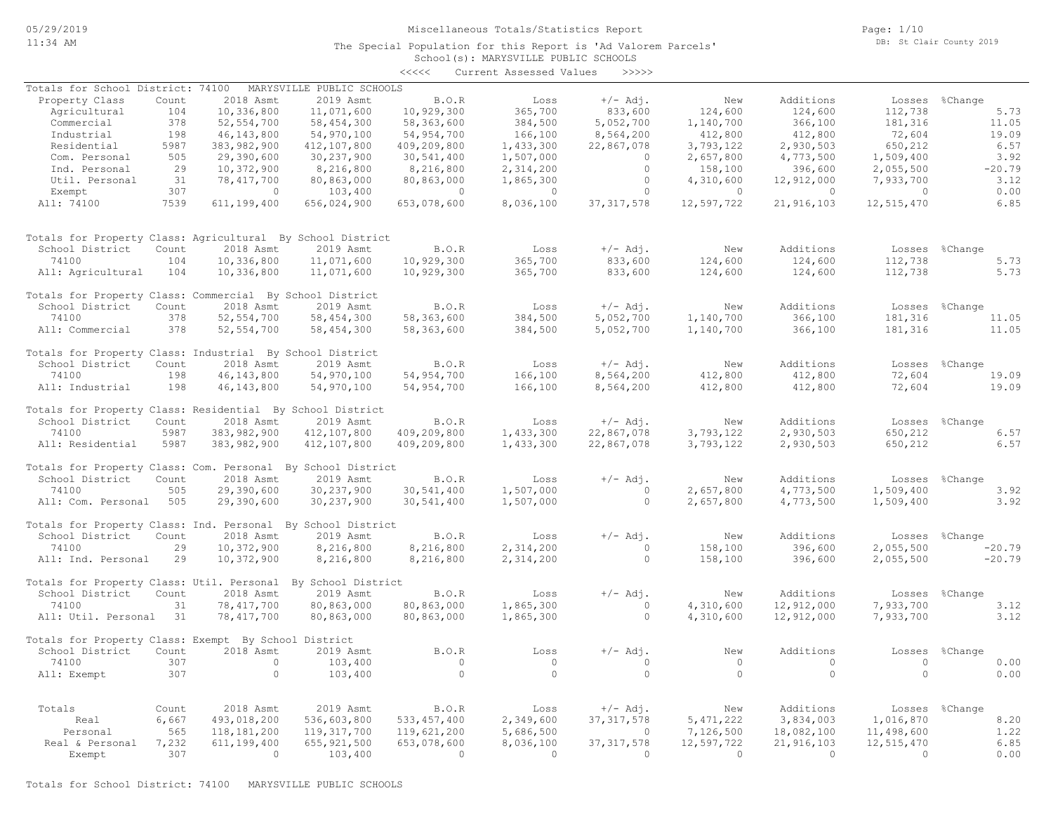# Miscellaneous Totals/Statistics Report

The Special Population for this Report is 'Ad Valorem Parcels'
School(s): MARYSVILLE PUBLIC SCHOOLS

<<<<< Current Assessed Values >>>>>

**Totals for School District: 74100 MARYSVILLE PUBLIC SCHOOLS**

| Property Class | Count | 2018 Asmt | 2019 Asmt | B.O.R | Loss | +/- Adj. | New | Additions | Losses | %Change |
|---|---|---|---|---|---|---|---|---|---|---|
| Agricultural | 104 | 10,336,800 | 11,071,600 | 10,929,300 | 365,700 | 833,600 | 124,600 | 124,600 | 112,738 | 5.73 |
| Commercial | 378 | 52,554,700 | 58,454,300 | 58,363,600 | 384,500 | 5,052,700 | 1,140,700 | 366,100 | 181,316 | 11.05 |
| Industrial | 198 | 46,143,800 | 54,970,100 | 54,954,700 | 166,100 | 8,564,200 | 412,800 | 412,800 | 72,604 | 19.09 |
| Residential | 5987 | 383,982,900 | 412,107,800 | 409,209,800 | 1,433,300 | 22,867,078 | 3,793,122 | 2,930,503 | 650,212 | 6.57 |
| Com. Personal | 505 | 29,390,600 | 30,237,900 | 30,541,400 | 1,507,000 | 0 | 2,657,800 | 4,773,500 | 1,509,400 | 3.92 |
| Ind. Personal | 29 | 10,372,900 | 8,216,800 | 8,216,800 | 2,314,200 | 0 | 158,100 | 396,600 | 2,055,500 | -20.79 |
| Util. Personal | 31 | 78,417,700 | 80,863,000 | 80,863,000 | 1,865,300 | 0 | 4,310,600 | 12,912,000 | 7,933,700 | 3.12 |
| Exempt | 307 | 0 | 103,400 | 0 | 0 | 0 | 0 | 0 | 0 | 0.00 |
| All: 74100 | 7539 | 611,199,400 | 656,024,900 | 653,078,600 | 8,036,100 | 37,317,578 | 12,597,722 | 21,916,103 | 12,515,470 | 6.85 |

**Totals for Property Class: Agricultural By School District**

| School District | Count | 2018 Asmt | 2019 Asmt | B.O.R | Loss | +/- Adj. | New | Additions | Losses | %Change |
|---|---|---|---|---|---|---|---|---|---|---|
| 74100 | 104 | 10,336,800 | 11,071,600 | 10,929,300 | 365,700 | 833,600 | 124,600 | 124,600 | 112,738 | 5.73 |
| All: Agricultural | 104 | 10,336,800 | 11,071,600 | 10,929,300 | 365,700 | 833,600 | 124,600 | 124,600 | 112,738 | 5.73 |

**Totals for Property Class: Commercial By School District**

| School District | Count | 2018 Asmt | 2019 Asmt | B.O.R | Loss | +/- Adj. | New | Additions | Losses | %Change |
|---|---|---|---|---|---|---|---|---|---|---|
| 74100 | 378 | 52,554,700 | 58,454,300 | 58,363,600 | 384,500 | 5,052,700 | 1,140,700 | 366,100 | 181,316 | 11.05 |
| All: Commercial | 378 | 52,554,700 | 58,454,300 | 58,363,600 | 384,500 | 5,052,700 | 1,140,700 | 366,100 | 181,316 | 11.05 |

**Totals for Property Class: Industrial By School District**

| School District | Count | 2018 Asmt | 2019 Asmt | B.O.R | Loss | +/- Adj. | New | Additions | Losses | %Change |
|---|---|---|---|---|---|---|---|---|---|---|
| 74100 | 198 | 46,143,800 | 54,970,100 | 54,954,700 | 166,100 | 8,564,200 | 412,800 | 412,800 | 72,604 | 19.09 |
| All: Industrial | 198 | 46,143,800 | 54,970,100 | 54,954,700 | 166,100 | 8,564,200 | 412,800 | 412,800 | 72,604 | 19.09 |

**Totals for Property Class: Residential By School District**

| School District | Count | 2018 Asmt | 2019 Asmt | B.O.R | Loss | +/- Adj. | New | Additions | Losses | %Change |
|---|---|---|---|---|---|---|---|---|---|---|
| 74100 | 5987 | 383,982,900 | 412,107,800 | 409,209,800 | 1,433,300 | 22,867,078 | 3,793,122 | 2,930,503 | 650,212 | 6.57 |
| All: Residential | 5987 | 383,982,900 | 412,107,800 | 409,209,800 | 1,433,300 | 22,867,078 | 3,793,122 | 2,930,503 | 650,212 | 6.57 |

**Totals for Property Class: Com. Personal By School District**

| School District | Count | 2018 Asmt | 2019 Asmt | B.O.R | Loss | +/- Adj. | New | Additions | Losses | %Change |
|---|---|---|---|---|---|---|---|---|---|---|
| 74100 | 505 | 29,390,600 | 30,237,900 | 30,541,400 | 1,507,000 | 0 | 2,657,800 | 4,773,500 | 1,509,400 | 3.92 |
| All: Com. Personal | 505 | 29,390,600 | 30,237,900 | 30,541,400 | 1,507,000 | 0 | 2,657,800 | 4,773,500 | 1,509,400 | 3.92 |

**Totals for Property Class: Ind. Personal By School District**

| School District | Count | 2018 Asmt | 2019 Asmt | B.O.R | Loss | +/- Adj. | New | Additions | Losses | %Change |
|---|---|---|---|---|---|---|---|---|---|---|
| 74100 | 29 | 10,372,900 | 8,216,800 | 8,216,800 | 2,314,200 | 0 | 158,100 | 396,600 | 2,055,500 | -20.79 |
| All: Ind. Personal | 29 | 10,372,900 | 8,216,800 | 8,216,800 | 2,314,200 | 0 | 158,100 | 396,600 | 2,055,500 | -20.79 |

**Totals for Property Class: Util. Personal By School District**

| School District | Count | 2018 Asmt | 2019 Asmt | B.O.R | Loss | +/- Adj. | New | Additions | Losses | %Change |
|---|---|---|---|---|---|---|---|---|---|---|
| 74100 | 31 | 78,417,700 | 80,863,000 | 80,863,000 | 1,865,300 | 0 | 4,310,600 | 12,912,000 | 7,933,700 | 3.12 |
| All: Util. Personal | 31 | 78,417,700 | 80,863,000 | 80,863,000 | 1,865,300 | 0 | 4,310,600 | 12,912,000 | 7,933,700 | 3.12 |

**Totals for Property Class: Exempt By School District**

| School District | Count | 2018 Asmt | 2019 Asmt | B.O.R | Loss | +/- Adj. | New | Additions | Losses | %Change |
|---|---|---|---|---|---|---|---|---|---|---|
| 74100 | 307 | 0 | 103,400 | 0 | 0 | 0 | 0 | 0 | 0 | 0.00 |
| All: Exempt | 307 | 0 | 103,400 | 0 | 0 | 0 | 0 | 0 | 0 | 0.00 |

| Totals | Count | 2018 Asmt | 2019 Asmt | B.O.R | Loss | +/- Adj. | New | Additions | Losses | %Change |
|---|---|---|---|---|---|---|---|---|---|---|
| Real | 6,667 | 493,018,200 | 536,603,800 | 533,457,400 | 2,349,600 | 37,317,578 | 5,471,222 | 3,834,003 | 1,016,870 | 8.20 |
| Personal | 565 | 118,181,200 | 119,317,700 | 119,621,200 | 5,686,500 | 0 | 7,126,500 | 18,082,100 | 11,498,600 | 1.22 |
| Real & Personal | 7,232 | 611,199,400 | 655,921,500 | 653,078,600 | 8,036,100 | 37,317,578 | 12,597,722 | 21,916,103 | 12,515,470 | 6.85 |
| Exempt | 307 | 0 | 103,400 | 0 | 0 | 0 | 0 | 0 | 0 | 0.00 |

Totals for School District: 74100 MARYSVILLE PUBLIC SCHOOLS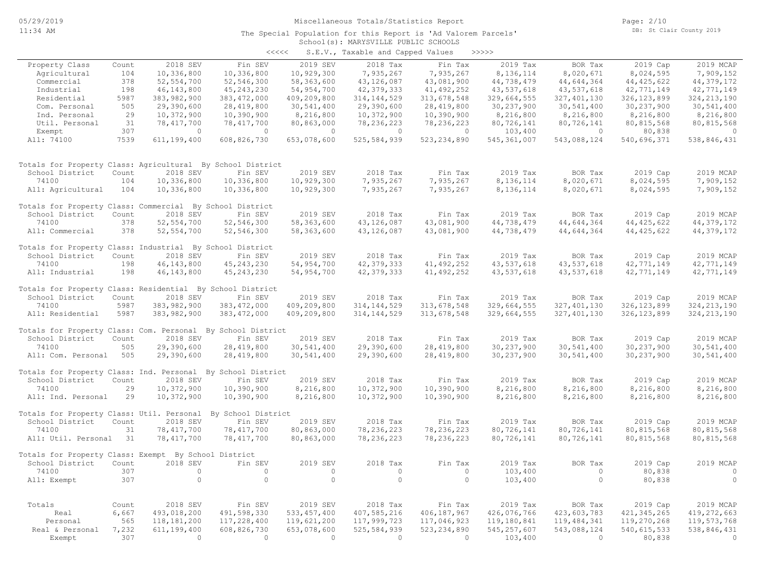# Miscellaneous Totals/Statistics Report

The Special Population for this Report is 'Ad Valorem Parcels'

School(s): MARYSVILLE PUBLIC SCHOOLS

<<<<< S.E.V., Taxable and Capped Values >>>>>

| Property Class | Count | 2018 SEV | Fin SEV | 2019 SEV | 2018 Tax | Fin Tax | 2019 Tax | BOR Tax | 2019 Cap | 2019 MCAP |
|---|---|---|---|---|---|---|---|---|---|---|
| Agricultural | 104 | 10,336,800 | 10,336,800 | 10,929,300 | 7,935,267 | 7,935,267 | 8,136,114 | 8,020,671 | 8,024,595 | 7,909,152 |
| Commercial | 378 | 52,554,700 | 52,546,300 | 58,363,600 | 43,126,087 | 43,081,900 | 44,738,479 | 44,644,364 | 44,425,622 | 44,379,172 |
| Industrial | 198 | 46,143,800 | 45,243,230 | 54,954,700 | 42,379,333 | 41,492,252 | 43,537,618 | 43,537,618 | 42,771,149 | 42,771,149 |
| Residential | 5987 | 383,982,900 | 383,472,000 | 409,209,800 | 314,144,529 | 313,678,548 | 329,664,555 | 327,401,130 | 326,123,899 | 324,213,190 |
| Com. Personal | 505 | 29,390,600 | 28,419,800 | 30,541,400 | 29,390,600 | 28,419,800 | 30,237,900 | 30,541,400 | 30,237,900 | 30,541,400 |
| Ind. Personal | 29 | 10,372,900 | 10,390,900 | 8,216,800 | 10,372,900 | 10,390,900 | 8,216,800 | 8,216,800 | 8,216,800 | 8,216,800 |
| Util. Personal | 31 | 78,417,700 | 78,417,700 | 80,863,000 | 78,236,223 | 78,236,223 | 80,726,141 | 80,726,141 | 80,815,568 | 80,815,568 |
| Exempt | 307 | 0 | 0 | 0 | 0 | 0 | 103,400 | 0 | 80,838 | 0 |
| All: 74100 | 7539 | 611,199,400 | 608,826,730 | 653,078,600 | 525,584,939 | 523,234,890 | 545,361,007 | 543,088,124 | 540,696,371 | 538,846,431 |

Totals for Property Class: Agricultural By School District

| School District | Count | 2018 SEV | Fin SEV | 2019 SEV | 2018 Tax | Fin Tax | 2019 Tax | BOR Tax | 2019 Cap | 2019 MCAP |
|---|---|---|---|---|---|---|---|---|---|---|
| 74100 | 104 | 10,336,800 | 10,336,800 | 10,929,300 | 7,935,267 | 7,935,267 | 8,136,114 | 8,020,671 | 8,024,595 | 7,909,152 |
| All: Agricultural | 104 | 10,336,800 | 10,336,800 | 10,929,300 | 7,935,267 | 7,935,267 | 8,136,114 | 8,020,671 | 8,024,595 | 7,909,152 |

Totals for Property Class: Commercial By School District

| School District | Count | 2018 SEV | Fin SEV | 2019 SEV | 2018 Tax | Fin Tax | 2019 Tax | BOR Tax | 2019 Cap | 2019 MCAP |
|---|---|---|---|---|---|---|---|---|---|---|
| 74100 | 378 | 52,554,700 | 52,546,300 | 58,363,600 | 43,126,087 | 43,081,900 | 44,738,479 | 44,644,364 | 44,425,622 | 44,379,172 |
| All: Commercial | 378 | 52,554,700 | 52,546,300 | 58,363,600 | 43,126,087 | 43,081,900 | 44,738,479 | 44,644,364 | 44,425,622 | 44,379,172 |

Totals for Property Class: Industrial By School District

| School District | Count | 2018 SEV | Fin SEV | 2019 SEV | 2018 Tax | Fin Tax | 2019 Tax | BOR Tax | 2019 Cap | 2019 MCAP |
|---|---|---|---|---|---|---|---|---|---|---|
| 74100 | 198 | 46,143,800 | 45,243,230 | 54,954,700 | 42,379,333 | 41,492,252 | 43,537,618 | 43,537,618 | 42,771,149 | 42,771,149 |
| All: Industrial | 198 | 46,143,800 | 45,243,230 | 54,954,700 | 42,379,333 | 41,492,252 | 43,537,618 | 43,537,618 | 42,771,149 | 42,771,149 |

Totals for Property Class: Residential By School District

| School District | Count | 2018 SEV | Fin SEV | 2019 SEV | 2018 Tax | Fin Tax | 2019 Tax | BOR Tax | 2019 Cap | 2019 MCAP |
|---|---|---|---|---|---|---|---|---|---|---|
| 74100 | 5987 | 383,982,900 | 383,472,000 | 409,209,800 | 314,144,529 | 313,678,548 | 329,664,555 | 327,401,130 | 326,123,899 | 324,213,190 |
| All: Residential | 5987 | 383,982,900 | 383,472,000 | 409,209,800 | 314,144,529 | 313,678,548 | 329,664,555 | 327,401,130 | 326,123,899 | 324,213,190 |

Totals for Property Class: Com. Personal By School District

| School District | Count | 2018 SEV | Fin SEV | 2019 SEV | 2018 Tax | Fin Tax | 2019 Tax | BOR Tax | 2019 Cap | 2019 MCAP |
|---|---|---|---|---|---|---|---|---|---|---|
| 74100 | 505 | 29,390,600 | 28,419,800 | 30,541,400 | 29,390,600 | 28,419,800 | 30,237,900 | 30,541,400 | 30,237,900 | 30,541,400 |
| All: Com. Personal | 505 | 29,390,600 | 28,419,800 | 30,541,400 | 29,390,600 | 28,419,800 | 30,237,900 | 30,541,400 | 30,237,900 | 30,541,400 |

Totals for Property Class: Ind. Personal By School District

| School District | Count | 2018 SEV | Fin SEV | 2019 SEV | 2018 Tax | Fin Tax | 2019 Tax | BOR Tax | 2019 Cap | 2019 MCAP |
|---|---|---|---|---|---|---|---|---|---|---|
| 74100 | 29 | 10,372,900 | 10,390,900 | 8,216,800 | 10,372,900 | 10,390,900 | 8,216,800 | 8,216,800 | 8,216,800 | 8,216,800 |
| All: Ind. Personal | 29 | 10,372,900 | 10,390,900 | 8,216,800 | 10,372,900 | 10,390,900 | 8,216,800 | 8,216,800 | 8,216,800 | 8,216,800 |

Totals for Property Class: Util. Personal By School District

| School District | Count | 2018 SEV | Fin SEV | 2019 SEV | 2018 Tax | Fin Tax | 2019 Tax | BOR Tax | 2019 Cap | 2019 MCAP |
|---|---|---|---|---|---|---|---|---|---|---|
| 74100 | 31 | 78,417,700 | 78,417,700 | 80,863,000 | 78,236,223 | 78,236,223 | 80,726,141 | 80,726,141 | 80,815,568 | 80,815,568 |
| All: Util. Personal | 31 | 78,417,700 | 78,417,700 | 80,863,000 | 78,236,223 | 78,236,223 | 80,726,141 | 80,726,141 | 80,815,568 | 80,815,568 |

Totals for Property Class: Exempt By School District

| School District | Count | 2018 SEV | Fin SEV | 2019 SEV | 2018 Tax | Fin Tax | 2019 Tax | BOR Tax | 2019 Cap | 2019 MCAP |
|---|---|---|---|---|---|---|---|---|---|---|
| 74100 | 307 | 0 | 0 | 0 | 0 | 0 | 103,400 | 0 | 80,838 | 0 |
| All: Exempt | 307 | 0 | 0 | 0 | 0 | 0 | 103,400 | 0 | 80,838 | 0 |

| Totals | Count | 2018 SEV | Fin SEV | 2019 SEV | 2018 Tax | Fin Tax | 2019 Tax | BOR Tax | 2019 Cap | 2019 MCAP |
|---|---|---|---|---|---|---|---|---|---|---|
| Real | 6,667 | 493,018,200 | 491,598,330 | 533,457,400 | 407,585,216 | 406,187,967 | 426,076,766 | 423,603,783 | 421,345,265 | 419,272,663 |
| Personal | 565 | 118,181,200 | 117,228,400 | 119,621,200 | 117,999,723 | 117,046,923 | 119,180,841 | 119,484,341 | 119,270,268 | 119,573,768 |
| Real & Personal | 7,232 | 611,199,400 | 608,826,730 | 653,078,600 | 525,584,939 | 523,234,890 | 545,257,607 | 543,088,124 | 540,615,533 | 538,846,431 |
| Exempt | 307 | 0 | 0 | 0 | 0 | 0 | 103,400 | 0 | 80,838 | 0 |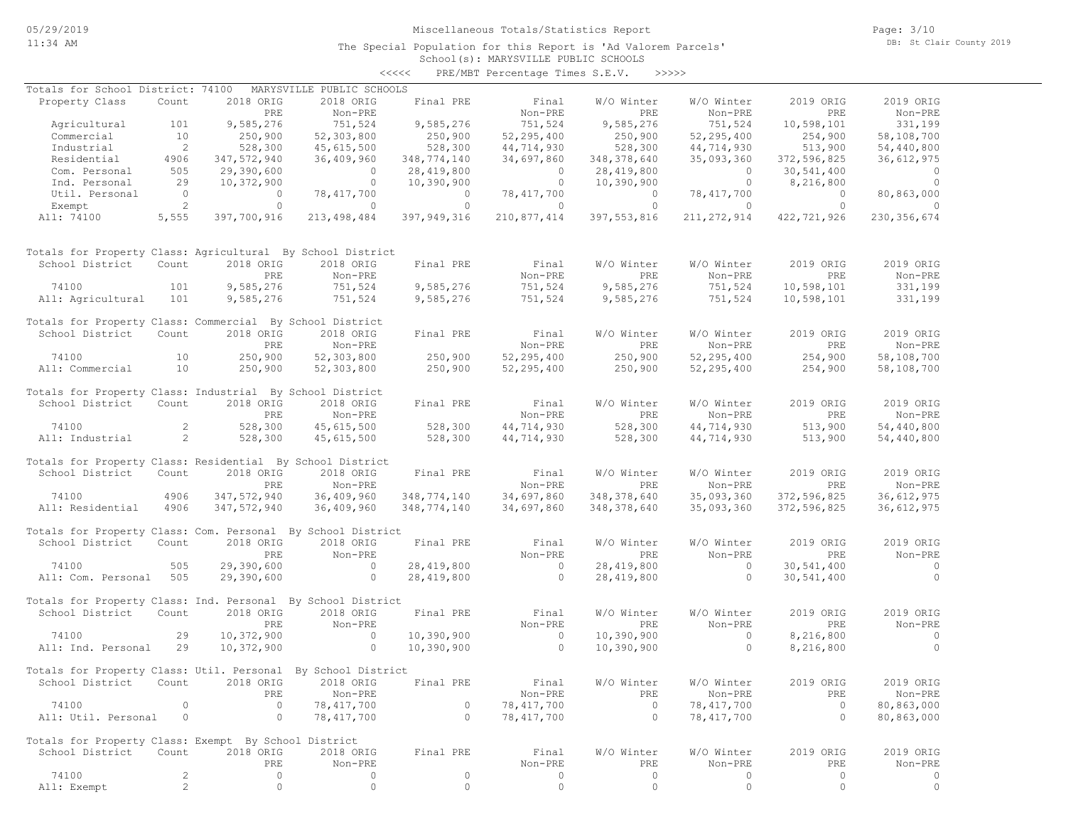Miscellaneous Totals/Statistics Report

The Special Population for this Report is 'Ad Valorem Parcels'

School(s): MARYSVILLE PUBLIC SCHOOLS

<<<<< PRE/MBT Percentage Times S.E.V. >>>>>

Totals for School District: 74100 MARYSVILLE PUBLIC SCHOOLS

| Property Class | Count | 2018 ORIG PRE | 2018 ORIG Non-PRE | Final PRE | Final Non-PRE | W/O Winter PRE | W/O Winter Non-PRE | 2019 ORIG PRE | 2019 ORIG Non-PRE |
|---|---|---|---|---|---|---|---|---|---|
| Agricultural | 101 | 9,585,276 | 751,524 | 9,585,276 | 751,524 | 9,585,276 | 751,524 | 10,598,101 | 331,199 |
| Commercial | 10 | 250,900 | 52,303,800 | 250,900 | 52,295,400 | 250,900 | 52,295,400 | 254,900 | 58,108,700 |
| Industrial | 2 | 528,300 | 45,615,500 | 528,300 | 44,714,930 | 528,300 | 44,714,930 | 513,900 | 54,440,800 |
| Residential | 4906 | 347,572,940 | 36,409,960 | 348,774,140 | 34,697,860 | 348,378,640 | 35,093,360 | 372,596,825 | 36,612,975 |
| Com. Personal | 505 | 29,390,600 | 0 | 28,419,800 | 0 | 28,419,800 | 0 | 30,541,400 | 0 |
| Ind. Personal | 29 | 10,372,900 | 0 | 10,390,900 | 0 | 10,390,900 | 0 | 8,216,800 | 0 |
| Util. Personal | 0 | 0 | 78,417,700 | 0 | 78,417,700 | 0 | 78,417,700 | 0 | 80,863,000 |
| Exempt | 2 | 0 | 0 | 0 | 0 | 0 | 0 | 0 | 0 |
| All: 74100 | 5,555 | 397,700,916 | 213,498,484 | 397,949,316 | 210,877,414 | 397,553,816 | 211,272,914 | 422,721,926 | 230,356,674 |

Totals for Property Class: Agricultural By School District

| School District | Count | 2018 ORIG PRE | 2018 ORIG Non-PRE | Final PRE | Final Non-PRE | W/O Winter PRE | W/O Winter Non-PRE | 2019 ORIG PRE | 2019 ORIG Non-PRE |
|---|---|---|---|---|---|---|---|---|---|
| 74100 | 101 | 9,585,276 | 751,524 | 9,585,276 | 751,524 | 9,585,276 | 751,524 | 10,598,101 | 331,199 |
| All: Agricultural | 101 | 9,585,276 | 751,524 | 9,585,276 | 751,524 | 9,585,276 | 751,524 | 10,598,101 | 331,199 |

Totals for Property Class: Commercial By School District

| School District | Count | 2018 ORIG PRE | 2018 ORIG Non-PRE | Final PRE | Final Non-PRE | W/O Winter PRE | W/O Winter Non-PRE | 2019 ORIG PRE | 2019 ORIG Non-PRE |
|---|---|---|---|---|---|---|---|---|---|
| 74100 | 10 | 250,900 | 52,303,800 | 250,900 | 52,295,400 | 250,900 | 52,295,400 | 254,900 | 58,108,700 |
| All: Commercial | 10 | 250,900 | 52,303,800 | 250,900 | 52,295,400 | 250,900 | 52,295,400 | 254,900 | 58,108,700 |

Totals for Property Class: Industrial By School District

| School District | Count | 2018 ORIG PRE | 2018 ORIG Non-PRE | Final PRE | Final Non-PRE | W/O Winter PRE | W/O Winter Non-PRE | 2019 ORIG PRE | 2019 ORIG Non-PRE |
|---|---|---|---|---|---|---|---|---|---|
| 74100 | 2 | 528,300 | 45,615,500 | 528,300 | 44,714,930 | 528,300 | 44,714,930 | 513,900 | 54,440,800 |
| All: Industrial | 2 | 528,300 | 45,615,500 | 528,300 | 44,714,930 | 528,300 | 44,714,930 | 513,900 | 54,440,800 |

Totals for Property Class: Residential By School District

| School District | Count | 2018 ORIG PRE | 2018 ORIG Non-PRE | Final PRE | Final Non-PRE | W/O Winter PRE | W/O Winter Non-PRE | 2019 ORIG PRE | 2019 ORIG Non-PRE |
|---|---|---|---|---|---|---|---|---|---|
| 74100 | 4906 | 347,572,940 | 36,409,960 | 348,774,140 | 34,697,860 | 348,378,640 | 35,093,360 | 372,596,825 | 36,612,975 |
| All: Residential | 4906 | 347,572,940 | 36,409,960 | 348,774,140 | 34,697,860 | 348,378,640 | 35,093,360 | 372,596,825 | 36,612,975 |

Totals for Property Class: Com. Personal By School District

| School District | Count | 2018 ORIG PRE | 2018 ORIG Non-PRE | Final PRE | Final Non-PRE | W/O Winter PRE | W/O Winter Non-PRE | 2019 ORIG PRE | 2019 ORIG Non-PRE |
|---|---|---|---|---|---|---|---|---|---|
| 74100 | 505 | 29,390,600 | 0 | 28,419,800 | 0 | 28,419,800 | 0 | 30,541,400 | 0 |
| All: Com. Personal | 505 | 29,390,600 | 0 | 28,419,800 | 0 | 28,419,800 | 0 | 30,541,400 | 0 |

Totals for Property Class: Ind. Personal By School District

| School District | Count | 2018 ORIG PRE | 2018 ORIG Non-PRE | Final PRE | Final Non-PRE | W/O Winter PRE | W/O Winter Non-PRE | 2019 ORIG PRE | 2019 ORIG Non-PRE |
|---|---|---|---|---|---|---|---|---|---|
| 74100 | 29 | 10,372,900 | 0 | 10,390,900 | 0 | 10,390,900 | 0 | 8,216,800 | 0 |
| All: Ind. Personal | 29 | 10,372,900 | 0 | 10,390,900 | 0 | 10,390,900 | 0 | 8,216,800 | 0 |

Totals for Property Class: Util. Personal By School District

| School District | Count | 2018 ORIG PRE | 2018 ORIG Non-PRE | Final PRE | Final Non-PRE | W/O Winter PRE | W/O Winter Non-PRE | 2019 ORIG PRE | 2019 ORIG Non-PRE |
|---|---|---|---|---|---|---|---|---|---|
| 74100 | 0 | 0 | 78,417,700 | 0 | 78,417,700 | 0 | 78,417,700 | 0 | 80,863,000 |
| All: Util. Personal | 0 | 0 | 78,417,700 | 0 | 78,417,700 | 0 | 78,417,700 | 0 | 80,863,000 |

Totals for Property Class: Exempt By School District

| School District | Count | 2018 ORIG PRE | 2018 ORIG Non-PRE | Final PRE | Final Non-PRE | W/O Winter PRE | W/O Winter Non-PRE | 2019 ORIG PRE | 2019 ORIG Non-PRE |
|---|---|---|---|---|---|---|---|---|---|
| 74100 | 2 | 0 | 0 | 0 | 0 | 0 | 0 | 0 | 0 |
| All: Exempt | 2 | 0 | 0 | 0 | 0 | 0 | 0 | 0 | 0 |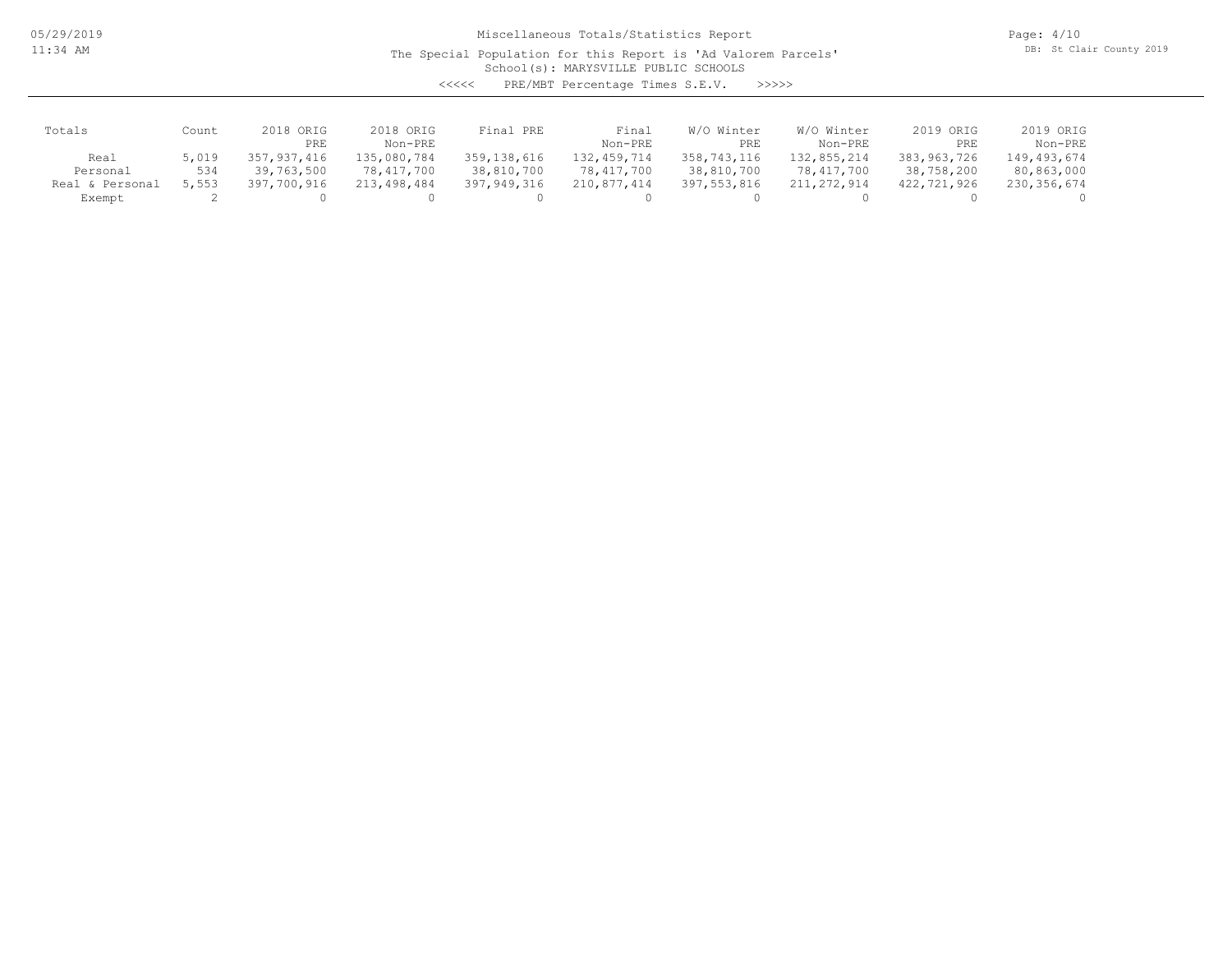# Miscellaneous Totals/Statistics Report

The Special Population for this Report is 'Ad Valorem Parcels'

School(s): MARYSVILLE PUBLIC SCHOOLS

<<<<< PRE/MBT Percentage Times S.E.V. >>>>>

| Totals | Count | 2018 ORIG PRE | 2018 ORIG Non-PRE | Final PRE | Final Non-PRE | W/O Winter PRE | W/O Winter Non-PRE | 2019 ORIG PRE | 2019 ORIG Non-PRE |
|---|---|---|---|---|---|---|---|---|---|
| Real | 5,019 | 357,937,416 | 135,080,784 | 359,138,616 | 132,459,714 | 358,743,116 | 132,855,214 | 383,963,726 | 149,493,674 |
| Personal | 534 | 39,763,500 | 78,417,700 | 38,810,700 | 78,417,700 | 38,810,700 | 78,417,700 | 38,758,200 | 80,863,000 |
| Real & Personal | 5,553 | 397,700,916 | 213,498,484 | 397,949,316 | 210,877,414 | 397,553,816 | 211,272,914 | 422,721,926 | 230,356,674 |
| Exempt | 2 | 0 | 0 | 0 | 0 | 0 | 0 | 0 | 0 |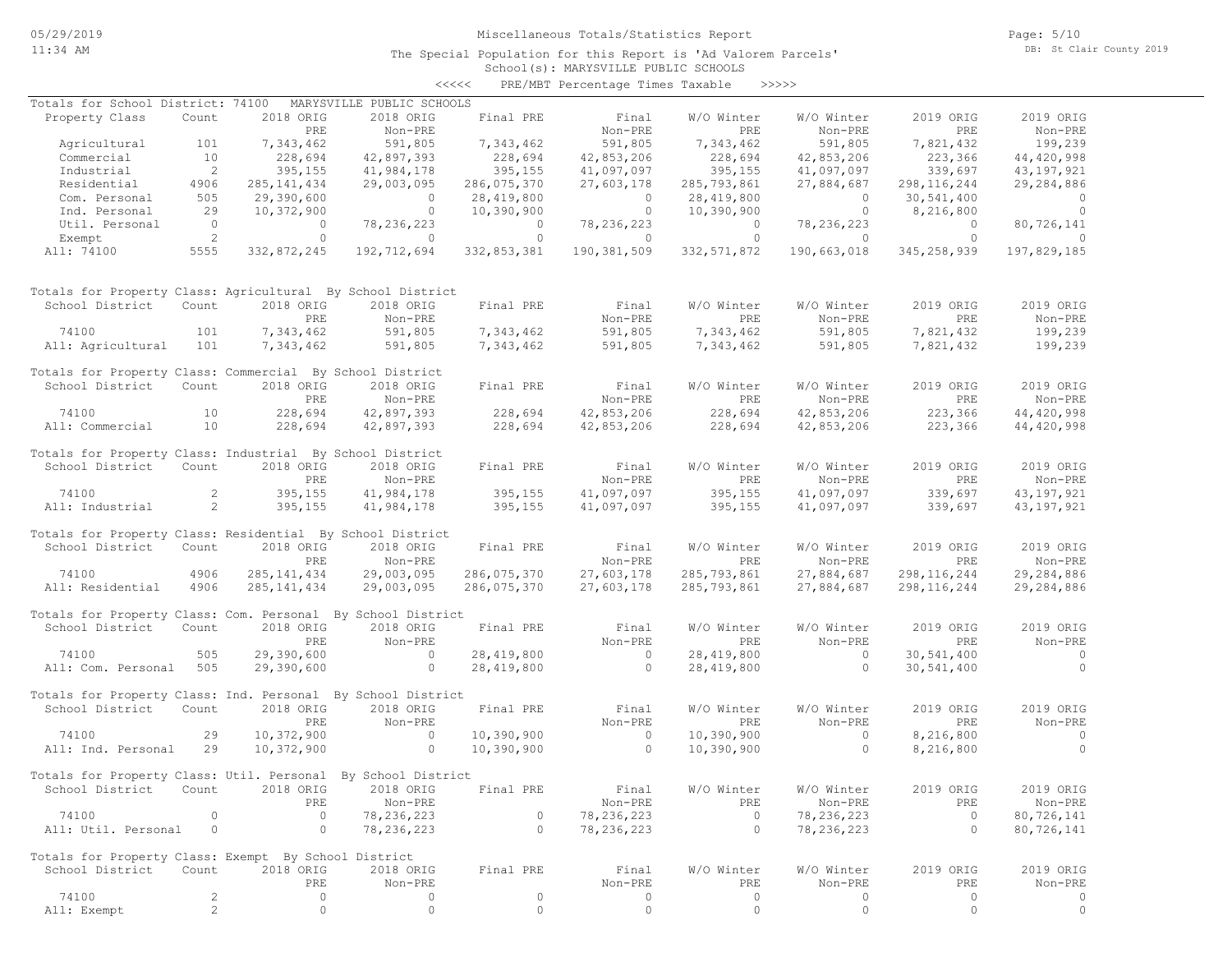# Miscellaneous Totals/Statistics Report

The Special Population for this Report is 'Ad Valorem Parcels'

School(s): MARYSVILLE PUBLIC SCHOOLS

<<<<< PRE/MBT Percentage Times Taxable >>>>>

## Totals for School District: 74100 MARYSVILLE PUBLIC SCHOOLS

| Property Class | Count | 2018 ORIG PRE | 2018 ORIG Non-PRE | Final PRE | Final Non-PRE | W/O Winter PRE | W/O Winter Non-PRE | 2019 ORIG PRE | 2019 ORIG Non-PRE |
|---|---|---|---|---|---|---|---|---|---|
| Agricultural | 101 | 7,343,462 | 591,805 | 7,343,462 | 591,805 | 7,343,462 | 591,805 | 7,821,432 | 199,239 |
| Commercial | 10 | 228,694 | 42,897,393 | 228,694 | 42,853,206 | 228,694 | 42,853,206 | 223,366 | 44,420,998 |
| Industrial | 2 | 395,155 | 41,984,178 | 395,155 | 41,097,097 | 395,155 | 41,097,097 | 339,697 | 43,197,921 |
| Residential | 4906 | 285,141,434 | 29,003,095 | 286,075,370 | 27,603,178 | 285,793,861 | 27,884,687 | 298,116,244 | 29,284,886 |
| Com. Personal | 505 | 29,390,600 | 0 | 28,419,800 | 0 | 28,419,800 | 0 | 30,541,400 | 0 |
| Ind. Personal | 29 | 10,372,900 | 0 | 10,390,900 | 0 | 10,390,900 | 0 | 8,216,800 | 0 |
| Util. Personal | 0 | 0 | 78,236,223 | 0 | 78,236,223 | 0 | 78,236,223 | 0 | 80,726,141 |
| Exempt | 2 | 0 | 0 | 0 | 0 | 0 | 0 | 0 | 0 |
| All: 74100 | 5555 | 332,872,245 | 192,712,694 | 332,853,381 | 190,381,509 | 332,571,872 | 190,663,018 | 345,258,939 | 197,829,185 |

## Totals for Property Class: Agricultural By School District

| School District | Count | 2018 ORIG PRE | 2018 ORIG Non-PRE | Final PRE | Final Non-PRE | W/O Winter PRE | W/O Winter Non-PRE | 2019 ORIG PRE | 2019 ORIG Non-PRE |
|---|---|---|---|---|---|---|---|---|---|
| 74100 | 101 | 7,343,462 | 591,805 | 7,343,462 | 591,805 | 7,343,462 | 591,805 | 7,821,432 | 199,239 |
| All: Agricultural | 101 | 7,343,462 | 591,805 | 7,343,462 | 591,805 | 7,343,462 | 591,805 | 7,821,432 | 199,239 |

## Totals for Property Class: Commercial By School District

| School District | Count | 2018 ORIG PRE | 2018 ORIG Non-PRE | Final PRE | Final Non-PRE | W/O Winter PRE | W/O Winter Non-PRE | 2019 ORIG PRE | 2019 ORIG Non-PRE |
|---|---|---|---|---|---|---|---|---|---|
| 74100 | 10 | 228,694 | 42,897,393 | 228,694 | 42,853,206 | 228,694 | 42,853,206 | 223,366 | 44,420,998 |
| All: Commercial | 10 | 228,694 | 42,897,393 | 228,694 | 42,853,206 | 228,694 | 42,853,206 | 223,366 | 44,420,998 |

## Totals for Property Class: Industrial By School District

| School District | Count | 2018 ORIG PRE | 2018 ORIG Non-PRE | Final PRE | Final Non-PRE | W/O Winter PRE | W/O Winter Non-PRE | 2019 ORIG PRE | 2019 ORIG Non-PRE |
|---|---|---|---|---|---|---|---|---|---|
| 74100 | 2 | 395,155 | 41,984,178 | 395,155 | 41,097,097 | 395,155 | 41,097,097 | 339,697 | 43,197,921 |
| All: Industrial | 2 | 395,155 | 41,984,178 | 395,155 | 41,097,097 | 395,155 | 41,097,097 | 339,697 | 43,197,921 |

## Totals for Property Class: Residential By School District

| School District | Count | 2018 ORIG PRE | 2018 ORIG Non-PRE | Final PRE | Final Non-PRE | W/O Winter PRE | W/O Winter Non-PRE | 2019 ORIG PRE | 2019 ORIG Non-PRE |
|---|---|---|---|---|---|---|---|---|---|
| 74100 | 4906 | 285,141,434 | 29,003,095 | 286,075,370 | 27,603,178 | 285,793,861 | 27,884,687 | 298,116,244 | 29,284,886 |
| All: Residential | 4906 | 285,141,434 | 29,003,095 | 286,075,370 | 27,603,178 | 285,793,861 | 27,884,687 | 298,116,244 | 29,284,886 |

## Totals for Property Class: Com. Personal By School District

| School District | Count | 2018 ORIG PRE | 2018 ORIG Non-PRE | Final PRE | Final Non-PRE | W/O Winter PRE | W/O Winter Non-PRE | 2019 ORIG PRE | 2019 ORIG Non-PRE |
|---|---|---|---|---|---|---|---|---|---|
| 74100 | 505 | 29,390,600 | 0 | 28,419,800 | 0 | 28,419,800 | 0 | 30,541,400 | 0 |
| All: Com. Personal | 505 | 29,390,600 | 0 | 28,419,800 | 0 | 28,419,800 | 0 | 30,541,400 | 0 |

## Totals for Property Class: Ind. Personal By School District

| School District | Count | 2018 ORIG PRE | 2018 ORIG Non-PRE | Final PRE | Final Non-PRE | W/O Winter PRE | W/O Winter Non-PRE | 2019 ORIG PRE | 2019 ORIG Non-PRE |
|---|---|---|---|---|---|---|---|---|---|
| 74100 | 29 | 10,372,900 | 0 | 10,390,900 | 0 | 10,390,900 | 0 | 8,216,800 | 0 |
| All: Ind. Personal | 29 | 10,372,900 | 0 | 10,390,900 | 0 | 10,390,900 | 0 | 8,216,800 | 0 |

## Totals for Property Class: Util. Personal By School District

| School District | Count | 2018 ORIG PRE | 2018 ORIG Non-PRE | Final PRE | Final Non-PRE | W/O Winter PRE | W/O Winter Non-PRE | 2019 ORIG PRE | 2019 ORIG Non-PRE |
|---|---|---|---|---|---|---|---|---|---|
| 74100 | 0 | 0 | 78,236,223 | 0 | 78,236,223 | 0 | 78,236,223 | 0 | 80,726,141 |
| All: Util. Personal | 0 | 0 | 78,236,223 | 0 | 78,236,223 | 0 | 78,236,223 | 0 | 80,726,141 |

## Totals for Property Class: Exempt By School District

| School District | Count | 2018 ORIG PRE | 2018 ORIG Non-PRE | Final PRE | Final Non-PRE | W/O Winter PRE | W/O Winter Non-PRE | 2019 ORIG PRE | 2019 ORIG Non-PRE |
|---|---|---|---|---|---|---|---|---|---|
| 74100 | 2 | 0 | 0 | 0 | 0 | 0 | 0 | 0 | 0 |
| All: Exempt | 2 | 0 | 0 | 0 | 0 | 0 | 0 | 0 | 0 |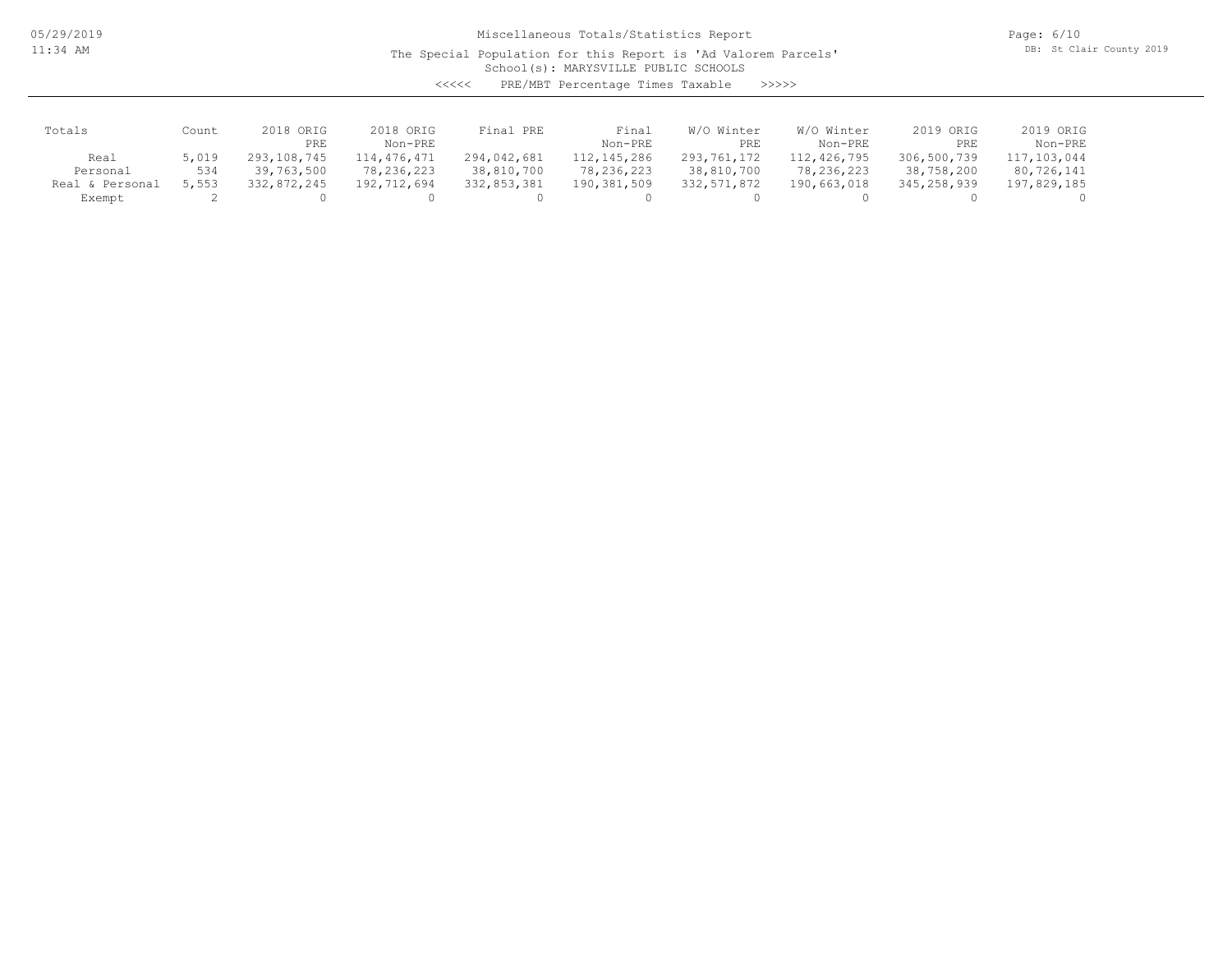Miscellaneous Totals/Statistics Report

The Special Population for this Report is 'Ad Valorem Parcels'

School(s): MARYSVILLE PUBLIC SCHOOLS

<<<<< PRE/MBT Percentage Times Taxable >>>>>

| Totals | Count | 2018 ORIG PRE | 2018 ORIG Non-PRE | Final PRE | Final Non-PRE | W/O Winter PRE | W/O Winter Non-PRE | 2019 ORIG PRE | 2019 ORIG Non-PRE |
|---|---|---|---|---|---|---|---|---|---|
| Real | 5,019 | 293,108,745 | 114,476,471 | 294,042,681 | 112,145,286 | 293,761,172 | 112,426,795 | 306,500,739 | 117,103,044 |
| Personal | 534 | 39,763,500 | 78,236,223 | 38,810,700 | 78,236,223 | 38,810,700 | 78,236,223 | 38,758,200 | 80,726,141 |
| Real & Personal | 5,553 | 332,872,245 | 192,712,694 | 332,853,381 | 190,381,509 | 332,571,872 | 190,663,018 | 345,258,939 | 197,829,185 |
| Exempt | 2 | 0 | 0 | 0 | 0 | 0 | 0 | 0 | 0 |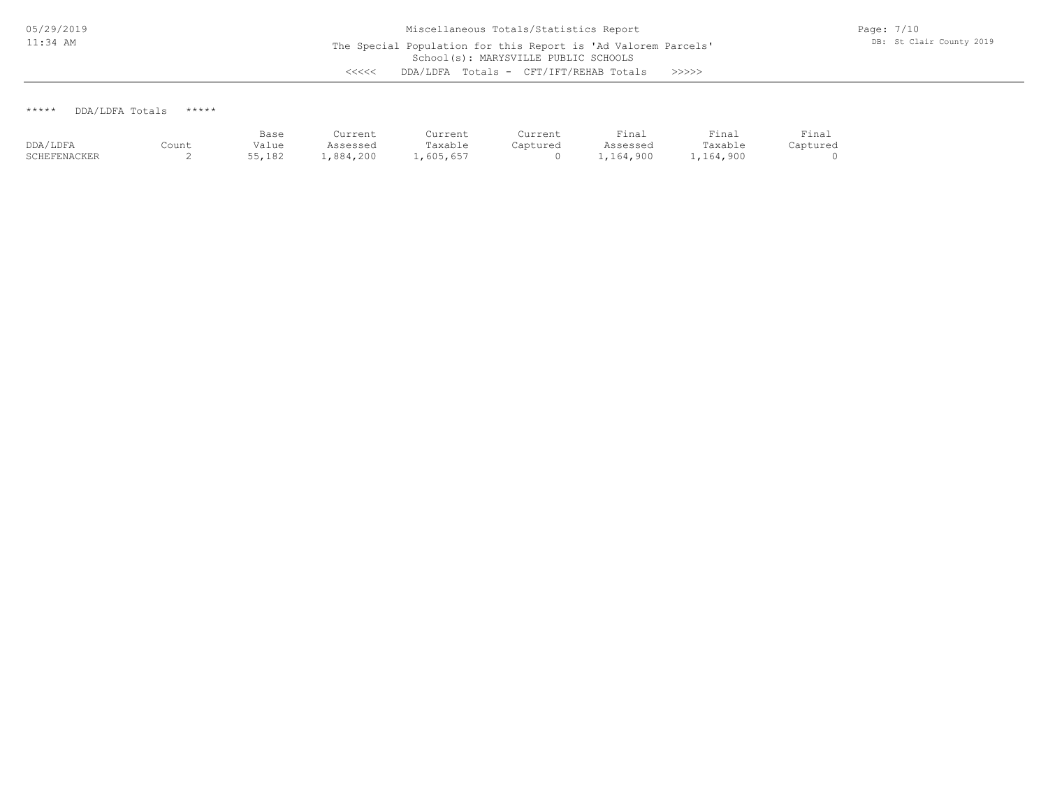Miscellaneous Totals/Statistics Report

The Special Population for this Report is 'Ad Valorem Parcels'
School(s): MARYSVILLE PUBLIC SCHOOLS

<<<<< DDA/LDFA Totals - CFT/IFT/REHAB Totals >>>>>

***** DDA/LDFA Totals *****

| DDA/LDFA | Count | Base Value | Current Assessed | Current Taxable | Current Captured | Final Assessed | Final Taxable | Final Captured |
|---|---|---|---|---|---|---|---|---|
| SCHEFENACKER | 2 | 55,182 | 1,884,200 | 1,605,657 | 0 | 1,164,900 | 1,164,900 | 0 |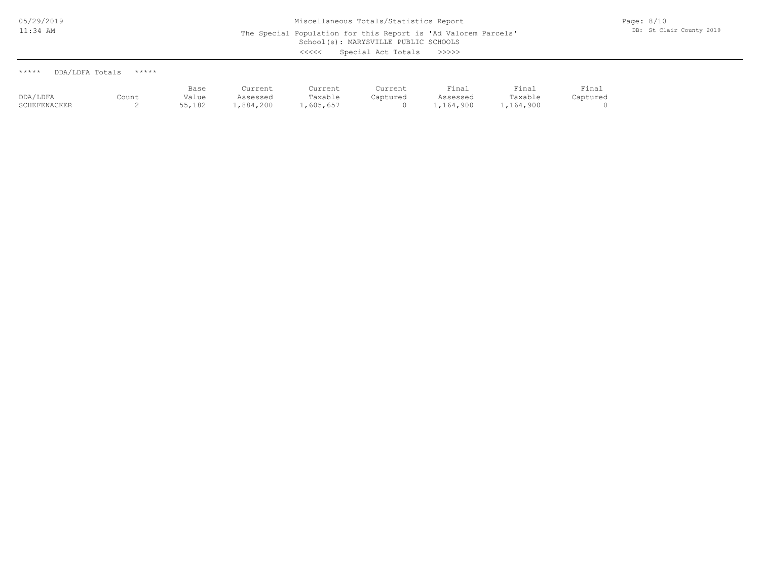Miscellaneous Totals/Statistics Report

The Special Population for this Report is 'Ad Valorem Parcels'

School(s): MARYSVILLE PUBLIC SCHOOLS

<<<<< Special Act Totals >>>>>

***** DDA/LDFA Totals *****

| DDA/LDFA | Count | Base Value | Current Assessed | Current Taxable | Current Captured | Final Assessed | Final Taxable | Final Captured |
|---|---|---|---|---|---|---|---|---|
| SCHEFENACKER | 2 | 55,182 | 1,884,200 | 1,605,657 | 0 | 1,164,900 | 1,164,900 | 0 |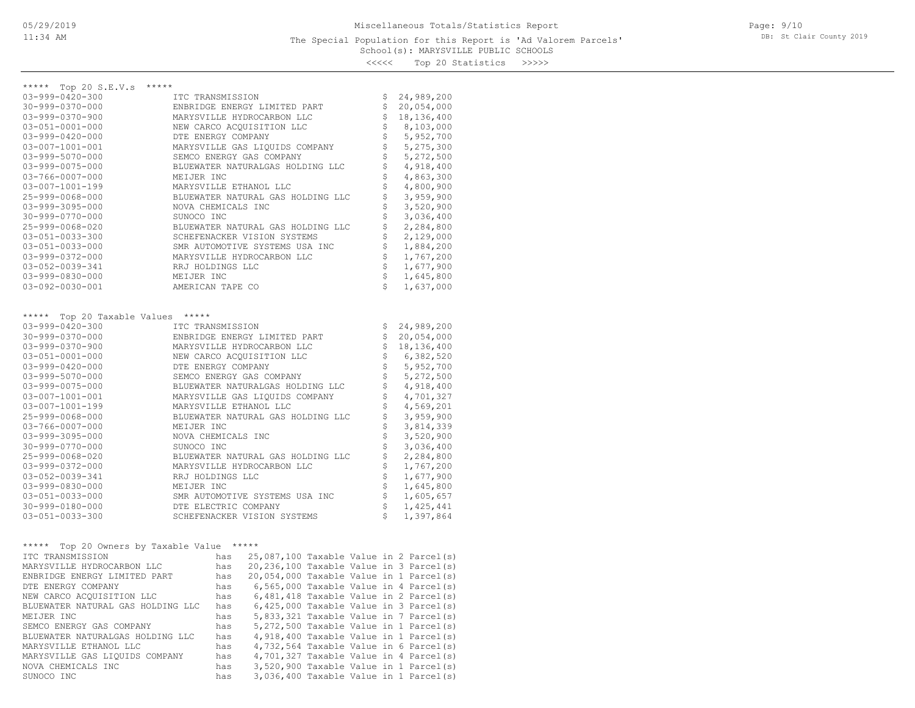# Miscellaneous Totals/Statistics Report

The Special Population for this Report is 'Ad Valorem Parcels'

School(s): MARYSVILLE PUBLIC SCHOOLS

<<<<< Top 20 Statistics >>>>>

## ***** Top 20 S.E.V.s *****

| Parcel | Owner | S.E.V. |
|---|---|---|
| 03-999-0420-300 | ITC TRANSMISSION | $ 24,989,200 |
| 30-999-0370-000 | ENBRIDGE ENERGY LIMITED PART | $ 20,054,000 |
| 03-999-0370-900 | MARYSVILLE HYDROCARBON LLC | $ 18,136,400 |
| 03-051-0001-000 | NEW CARCO ACQUISITION LLC | $ 8,103,000 |
| 03-999-0420-000 | DTE ENERGY COMPANY | $ 5,952,700 |
| 03-007-1001-001 | MARYSVILLE GAS LIQUIDS COMPANY | $ 5,275,300 |
| 03-999-5070-000 | SEMCO ENERGY GAS COMPANY | $ 5,272,500 |
| 03-999-0075-000 | BLUEWATER NATURALGAS HOLDING LLC | $ 4,918,400 |
| 03-766-0007-000 | MEIJER INC | $ 4,863,300 |
| 03-007-1001-199 | MARYSVILLE ETHANOL LLC | $ 4,800,900 |
| 25-999-0068-000 | BLUEWATER NATURAL GAS HOLDING LLC | $ 3,959,900 |
| 03-999-3095-000 | NOVA CHEMICALS INC | $ 3,520,900 |
| 30-999-0770-000 | SUNOCO INC | $ 3,036,400 |
| 25-999-0068-020 | BLUEWATER NATURAL GAS HOLDING LLC | $ 2,284,800 |
| 03-051-0033-300 | SCHEFENACKER VISION SYSTEMS | $ 2,129,000 |
| 03-051-0033-000 | SMR AUTOMOTIVE SYSTEMS USA INC | $ 1,884,200 |
| 03-999-0372-000 | MARYSVILLE HYDROCARBON LLC | $ 1,767,200 |
| 03-052-0039-341 | RRJ HOLDINGS LLC | $ 1,677,900 |
| 03-999-0830-000 | MEIJER INC | $ 1,645,800 |
| 03-092-0030-001 | AMERICAN TAPE CO | $ 1,637,000 |

## ***** Top 20 Taxable Values *****

| Parcel | Owner | Taxable Value |
|---|---|---|
| 03-999-0420-300 | ITC TRANSMISSION | $ 24,989,200 |
| 30-999-0370-000 | ENBRIDGE ENERGY LIMITED PART | $ 20,054,000 |
| 03-999-0370-900 | MARYSVILLE HYDROCARBON LLC | $ 18,136,400 |
| 03-051-0001-000 | NEW CARCO ACQUISITION LLC | $ 6,382,520 |
| 03-999-0420-000 | DTE ENERGY COMPANY | $ 5,952,700 |
| 03-999-5070-000 | SEMCO ENERGY GAS COMPANY | $ 5,272,500 |
| 03-999-0075-000 | BLUEWATER NATURALGAS HOLDING LLC | $ 4,918,400 |
| 03-007-1001-001 | MARYSVILLE GAS LIQUIDS COMPANY | $ 4,701,327 |
| 03-007-1001-199 | MARYSVILLE ETHANOL LLC | $ 4,569,201 |
| 25-999-0068-000 | BLUEWATER NATURAL GAS HOLDING LLC | $ 3,959,900 |
| 03-766-0007-000 | MEIJER INC | $ 3,814,339 |
| 03-999-3095-000 | NOVA CHEMICALS INC | $ 3,520,900 |
| 30-999-0770-000 | SUNOCO INC | $ 3,036,400 |
| 25-999-0068-020 | BLUEWATER NATURAL GAS HOLDING LLC | $ 2,284,800 |
| 03-999-0372-000 | MARYSVILLE HYDROCARBON LLC | $ 1,767,200 |
| 03-052-0039-341 | RRJ HOLDINGS LLC | $ 1,677,900 |
| 03-999-0830-000 | MEIJER INC | $ 1,645,800 |
| 03-051-0033-000 | SMR AUTOMOTIVE SYSTEMS USA INC | $ 1,605,657 |
| 30-999-0180-000 | DTE ELECTRIC COMPANY | $ 1,425,441 |
| 03-051-0033-300 | SCHEFENACKER VISION SYSTEMS | $ 1,397,864 |

## ***** Top 20 Owners by Taxable Value *****

| Owner | | Taxable Value | Parcels |
|---|---|---|---|
| ITC TRANSMISSION | has | 25,087,100 Taxable Value | in 2 Parcel(s) |
| MARYSVILLE HYDROCARBON LLC | has | 20,236,100 Taxable Value | in 3 Parcel(s) |
| ENBRIDGE ENERGY LIMITED PART | has | 20,054,000 Taxable Value | in 1 Parcel(s) |
| DTE ENERGY COMPANY | has | 6,565,000 Taxable Value | in 4 Parcel(s) |
| NEW CARCO ACQUISITION LLC | has | 6,481,418 Taxable Value | in 2 Parcel(s) |
| BLUEWATER NATURAL GAS HOLDING LLC | has | 6,425,000 Taxable Value | in 3 Parcel(s) |
| MEIJER INC | has | 5,833,321 Taxable Value | in 7 Parcel(s) |
| SEMCO ENERGY GAS COMPANY | has | 5,272,500 Taxable Value | in 1 Parcel(s) |
| BLUEWATER NATURALGAS HOLDING LLC | has | 4,918,400 Taxable Value | in 1 Parcel(s) |
| MARYSVILLE ETHANOL LLC | has | 4,732,564 Taxable Value | in 6 Parcel(s) |
| MARYSVILLE GAS LIQUIDS COMPANY | has | 4,701,327 Taxable Value | in 4 Parcel(s) |
| NOVA CHEMICALS INC | has | 3,520,900 Taxable Value | in 1 Parcel(s) |
| SUNOCO INC | has | 3,036,400 Taxable Value | in 1 Parcel(s) |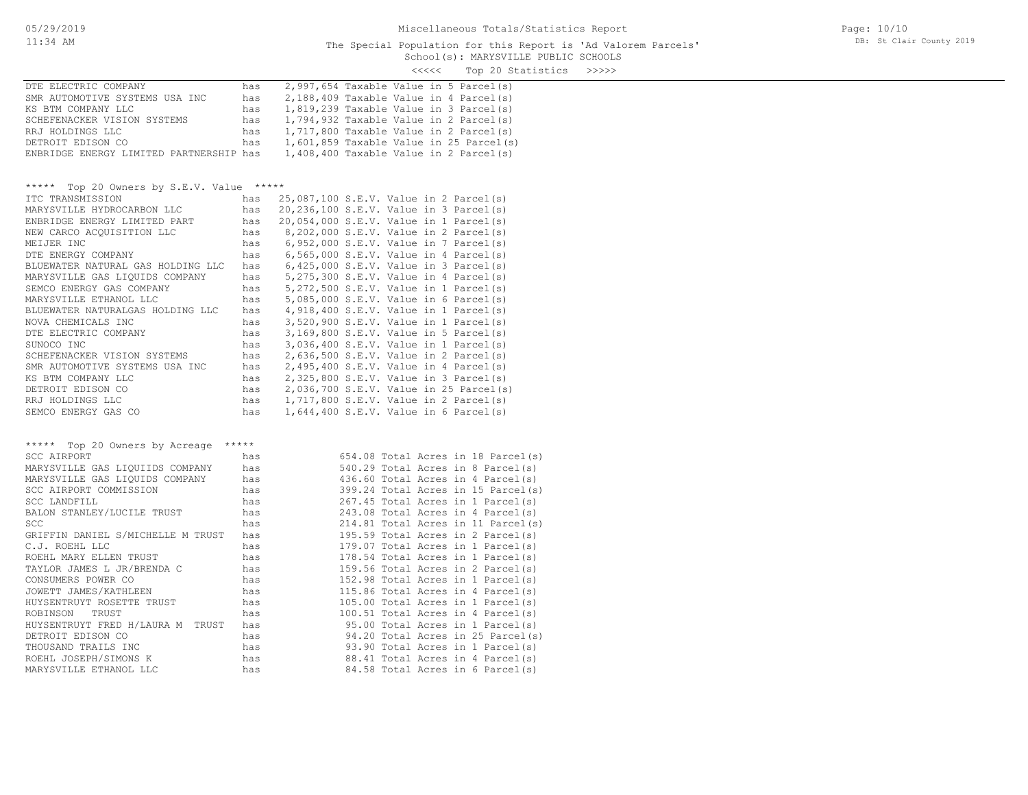Miscellaneous Totals/Statistics Report

The Special Population for this Report is 'Ad Valorem Parcels'

School(s): MARYSVILLE PUBLIC SCHOOLS

<<<<< Top 20 Statistics >>>>>

| | | | |
|---|---|---|---|
| DTE ELECTRIC COMPANY | has | 2,997,654 Taxable Value | in 5 Parcel(s) |
| SMR AUTOMOTIVE SYSTEMS USA INC | has | 2,188,409 Taxable Value | in 4 Parcel(s) |
| KS BTM COMPANY LLC | has | 1,819,239 Taxable Value | in 3 Parcel(s) |
| SCHEFENACKER VISION SYSTEMS | has | 1,794,932 Taxable Value | in 2 Parcel(s) |
| RRJ HOLDINGS LLC | has | 1,717,800 Taxable Value | in 2 Parcel(s) |
| DETROIT EDISON CO | has | 1,601,859 Taxable Value | in 25 Parcel(s) |
| ENBRIDGE ENERGY LIMITED PARTNERSHIP | has | 1,408,400 Taxable Value | in 2 Parcel(s) |

***** Top 20 Owners by S.E.V. Value *****

| | | | |
|---|---|---|---|
| ITC TRANSMISSION | has | 25,087,100 S.E.V. Value | in 2 Parcel(s) |
| MARYSVILLE HYDROCARBON LLC | has | 20,236,100 S.E.V. Value | in 3 Parcel(s) |
| ENBRIDGE ENERGY LIMITED PART | has | 20,054,000 S.E.V. Value | in 1 Parcel(s) |
| NEW CARCO ACQUISITION LLC | has | 8,202,000 S.E.V. Value | in 2 Parcel(s) |
| MEIJER INC | has | 6,952,000 S.E.V. Value | in 7 Parcel(s) |
| DTE ENERGY COMPANY | has | 6,565,000 S.E.V. Value | in 4 Parcel(s) |
| BLUEWATER NATURAL GAS HOLDING LLC | has | 6,425,000 S.E.V. Value | in 3 Parcel(s) |
| MARYSVILLE GAS LIQUIDS COMPANY | has | 5,275,300 S.E.V. Value | in 4 Parcel(s) |
| SEMCO ENERGY GAS COMPANY | has | 5,272,500 S.E.V. Value | in 1 Parcel(s) |
| MARYSVILLE ETHANOL LLC | has | 5,085,000 S.E.V. Value | in 6 Parcel(s) |
| BLUEWATER NATURALGAS HOLDING LLC | has | 4,918,400 S.E.V. Value | in 1 Parcel(s) |
| NOVA CHEMICALS INC | has | 3,520,900 S.E.V. Value | in 1 Parcel(s) |
| DTE ELECTRIC COMPANY | has | 3,169,800 S.E.V. Value | in 5 Parcel(s) |
| SUNOCO INC | has | 3,036,400 S.E.V. Value | in 1 Parcel(s) |
| SCHEFENACKER VISION SYSTEMS | has | 2,636,500 S.E.V. Value | in 2 Parcel(s) |
| SMR AUTOMOTIVE SYSTEMS USA INC | has | 2,495,400 S.E.V. Value | in 4 Parcel(s) |
| KS BTM COMPANY LLC | has | 2,325,800 S.E.V. Value | in 3 Parcel(s) |
| DETROIT EDISON CO | has | 2,036,700 S.E.V. Value | in 25 Parcel(s) |
| RRJ HOLDINGS LLC | has | 1,717,800 S.E.V. Value | in 2 Parcel(s) |
| SEMCO ENERGY GAS CO | has | 1,644,400 S.E.V. Value | in 6 Parcel(s) |

***** Top 20 Owners by Acreage *****

| | | | |
|---|---|---|---|
| SCC AIRPORT | has | 654.08 Total Acres | in 18 Parcel(s) |
| MARYSVILLE GAS LIQUIIDS COMPANY | has | 540.29 Total Acres | in 8 Parcel(s) |
| MARYSVILLE GAS LIQUIDS COMPANY | has | 436.60 Total Acres | in 4 Parcel(s) |
| SCC AIRPORT COMMISSION | has | 399.24 Total Acres | in 15 Parcel(s) |
| SCC LANDFILL | has | 267.45 Total Acres | in 1 Parcel(s) |
| BALON STANLEY/LUCILE TRUST | has | 243.08 Total Acres | in 4 Parcel(s) |
| SCC | has | 214.81 Total Acres | in 11 Parcel(s) |
| GRIFFIN DANIEL S/MICHELLE M TRUST | has | 195.59 Total Acres | in 2 Parcel(s) |
| C.J. ROEHL LLC | has | 179.07 Total Acres | in 1 Parcel(s) |
| ROEHL MARY ELLEN TRUST | has | 178.54 Total Acres | in 1 Parcel(s) |
| TAYLOR JAMES L JR/BRENDA C | has | 159.56 Total Acres | in 2 Parcel(s) |
| CONSUMERS POWER CO | has | 152.98 Total Acres | in 1 Parcel(s) |
| JOWETT JAMES/KATHLEEN | has | 115.86 Total Acres | in 4 Parcel(s) |
| HUYSENTRUYT ROSETTE TRUST | has | 105.00 Total Acres | in 1 Parcel(s) |
| ROBINSON TRUST | has | 100.51 Total Acres | in 4 Parcel(s) |
| HUYSENTRUYT FRED H/LAURA M TRUST | has | 95.00 Total Acres | in 1 Parcel(s) |
| DETROIT EDISON CO | has | 94.20 Total Acres | in 25 Parcel(s) |
| THOUSAND TRAILS INC | has | 93.90 Total Acres | in 1 Parcel(s) |
| ROEHL JOSEPH/SIMONS K | has | 88.41 Total Acres | in 4 Parcel(s) |
| MARYSVILLE ETHANOL LLC | has | 84.58 Total Acres | in 6 Parcel(s) |